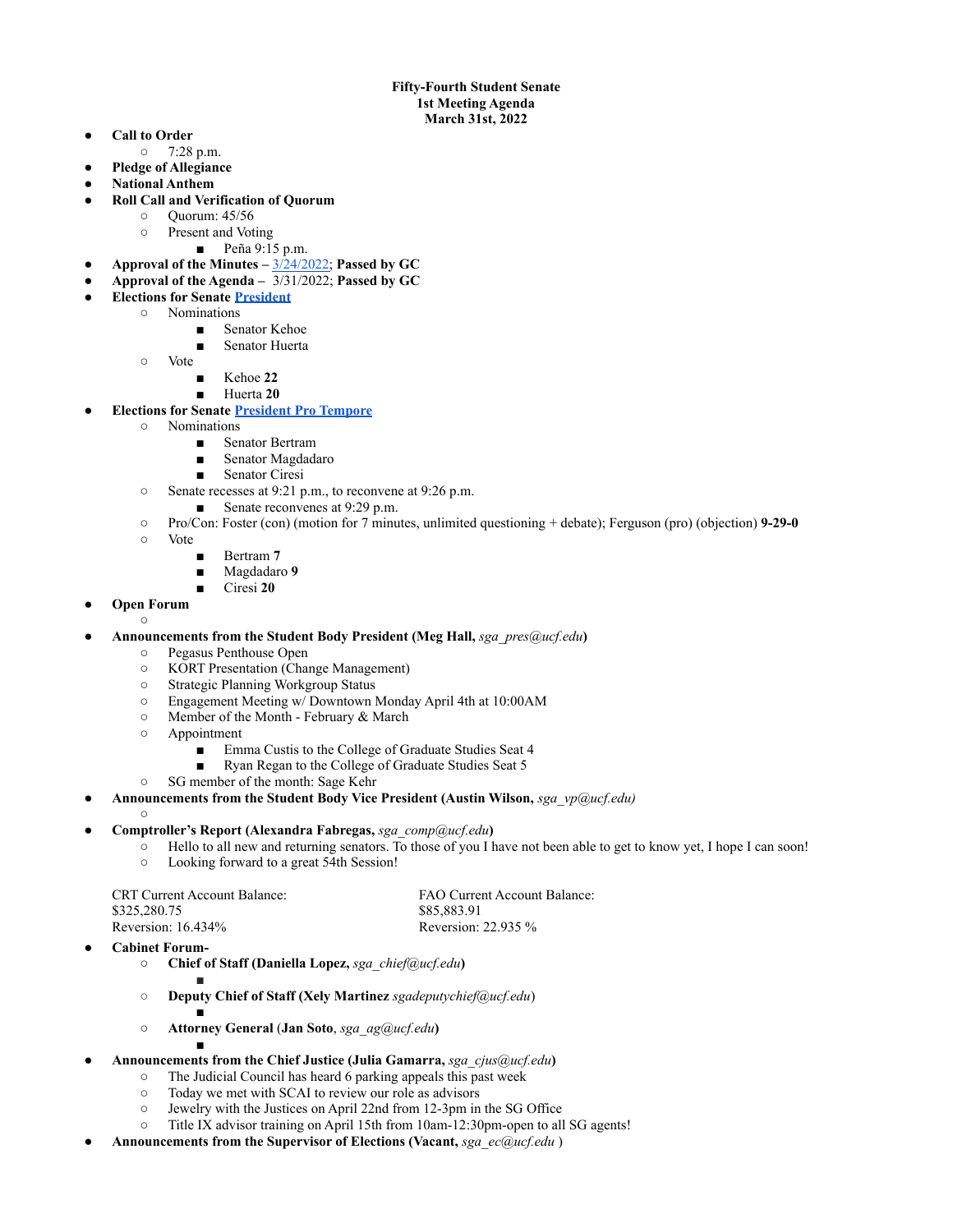**Fifty-Fourth Student Senate**
**1st Meeting Agenda**
**March 31st, 2022**

- **Call to Order**
  - 7:28 p.m.
- **Pledge of Allegiance**
- **National Anthem**
- **Roll Call and Verification of Quorum**
  - Quorum: 45/56
  - Present and Voting
    - Peña 9:15 p.m.
- **Approval of the Minutes –** [3/24/2022](); **Passed by GC**
- **Approval of the Agenda –** 3/31/2022; **Passed by GC**
- **Elections for Senate [President]()**
  - Nominations
    - Senator Kehoe
    - Senator Huerta
  - Vote
    - Kehoe **22**
    - Huerta **20**
- **Elections for Senate [President Pro Tempore]()**
  - Nominations
    - Senator Bertram
    - Senator Magdadaro
    - Senator Ciresi
  - Senate recesses at 9:21 p.m., to reconvene at 9:26 p.m.
    - Senate reconvenes at 9:29 p.m.
  - Pro/Con: Foster (con) (motion for 7 minutes, unlimited questioning + debate); Ferguson (pro) (objection) **9-29-0**
  - Vote
    - Bertram **7**
    - Magdadaro **9**
    - Ciresi **20**
- **Open Forum**
  - 
- **Announcements from the Student Body President (Meg Hall,** *sga_pres@ucf.edu***)**
  - Pegasus Penthouse Open
  - KORT Presentation (Change Management)
  - Strategic Planning Workgroup Status
  - Engagement Meeting w/ Downtown Monday April 4th at 10:00AM
  - Member of the Month - February & March
  - Appointment
    - Emma Custis to the College of Graduate Studies Seat 4
    - Ryan Regan to the College of Graduate Studies Seat 5
  - SG member of the month: Sage Kehr
- **Announcements from the Student Body Vice President (Austin Wilson,** *sga_vp@ucf.edu)*
  - 
- **Comptroller's Report (Alexandra Fabregas,** *sga_comp@ucf.edu***)**
  - Hello to all new and returning senators. To those of you I have not been able to get to know yet, I hope I can soon!
  - Looking forward to a great 54th Session!

| CRT Current Account Balance: | FAO Current Account Balance: |
|---|---|
| $325,280.75 | $85,883.91 |
| Reversion: 16.434% | Reversion: 22.935 % |

- **Cabinet Forum-**
  - **Chief of Staff (Daniella Lopez,** *sga_chief@ucf.edu***)**
    - 
  - **Deputy Chief of Staff (Xely Martinez** *sgadeputychief@ucf.edu*)
    - 
  - **Attorney General** (**Jan Soto**, *sga_ag@ucf.edu***)**
    - 
- **Announcements from the Chief Justice (Julia Gamarra,** *sga_cjus@ucf.edu***)**
  - The Judicial Council has heard 6 parking appeals this past week
  - Today we met with SCAI to review our role as advisors
  - Jewelry with the Justices on April 22nd from 12-3pm in the SG Office
  - Title IX advisor training on April 15th from 10am-12:30pm-open to all SG agents!
- **Announcements from the Supervisor of Elections (Vacant,** *sga_ec@ucf.edu* )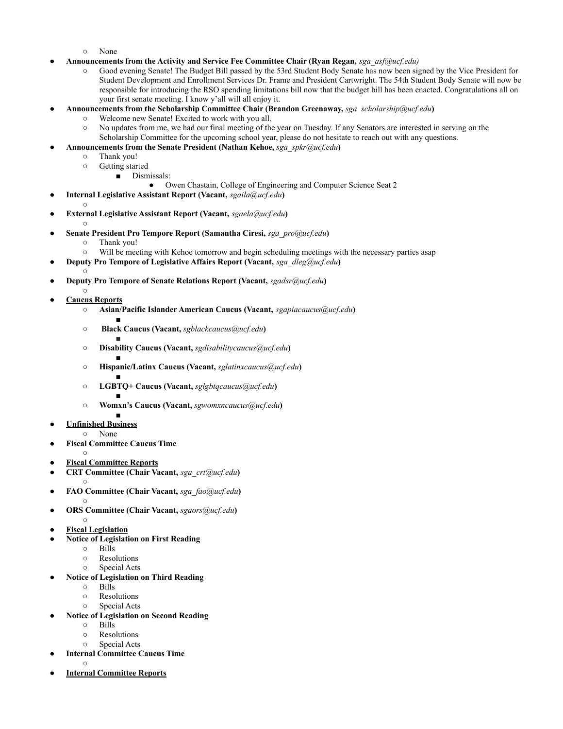- None
- **Announcements from the Activity and Service Fee Committee Chair (Ryan Regan,** *sga_asf@ucf.edu)*
   - Good evening Senate! The Budget Bill passed by the 53rd Student Body Senate has now been signed by the Vice President for Student Development and Enrollment Services Dr. Frame and President Cartwright. The 54th Student Body Senate will now be responsible for introducing the RSO spending limitations bill now that the budget bill has been enacted. Congratulations all on your first senate meeting. I know y'all will all enjoy it.
- **Announcements from the Scholarship Committee Chair (Brandon Greenaway,** *sga_scholarship@ucf.edu***)**
   - Welcome new Senate! Excited to work with you all.
   - No updates from me, we had our final meeting of the year on Tuesday. If any Senators are interested in serving on the Scholarship Committee for the upcoming school year, please do not hesitate to reach out with any questions.
- **Announcements from the Senate President (Nathan Kehoe,** *sga_spkr@ucf.edu***)**
   - Thank you!
   - Getting started
      - Dismissals:
         - Owen Chastain, College of Engineering and Computer Science Seat 2
- **Internal Legislative Assistant Report (Vacant,** *sgaila@ucf.edu***)**
   - 
- **External Legislative Assistant Report (Vacant,** *sgaela@ucf.edu***)**
   - 
- **Senate President Pro Tempore Report (Samantha Ciresi,** *sga_pro@ucf.edu***)**
   - Thank you!
   - Will be meeting with Kehoe tomorrow and begin scheduling meetings with the necessary parties asap
- **Deputy Pro Tempore of Legislative Affairs Report (Vacant,** *sga_dleg@ucf.edu***)**
   - 
- **Deputy Pro Tempore of Senate Relations Report (Vacant,** *sgadsr@ucf.edu***)**
   - 
- **<u>Caucus Reports</u>**
   - **Asian/Pacific Islander American Caucus (Vacant,** *sgapiacaucus@ucf.edu***)**
      - 
   - **Black Caucus (Vacant,** *sgblackcaucus@ucf.edu***)**
      - 
   - **Disability Caucus (Vacant,** *sgdisabilitycaucus@ucf.edu***)**
      - 
   - **Hispanic/Latinx Caucus (Vacant,** *sglatinxcaucus@ucf.edu***)**
      - 
   - **LGBTQ+ Caucus (Vacant,** *sglgbtqcaucus@ucf.edu***)**
      - 
   - **Womxn's Caucus (Vacant,** *sgwomxncaucus@ucf.edu***)**
      - 
- **<u>Unfinished Business</u>**
   - None
- **Fiscal Committee Caucus Time**
   - 
- **<u>Fiscal Committee Reports</u>**
- **CRT Committee (Chair Vacant,** *sga_crt@ucf.edu***)**
   - 
- **FAO Committee (Chair Vacant,** *sga_fao@ucf.edu***)**
   - 
- **ORS Committee (Chair Vacant,** *sgaors@ucf.edu***)**
   - 
- **<u>Fiscal Legislation</u>**
- **Notice of Legislation on First Reading**
   - Bills
   - Resolutions
   - Special Acts
- **Notice of Legislation on Third Reading**
   - Bills
   - Resolutions
   - Special Acts
- **Notice of Legislation on Second Reading**
   - Bills
   - Resolutions
   - Special Acts
- **Internal Committee Caucus Time**
   - 
- **<u>Internal Committee Reports</u>**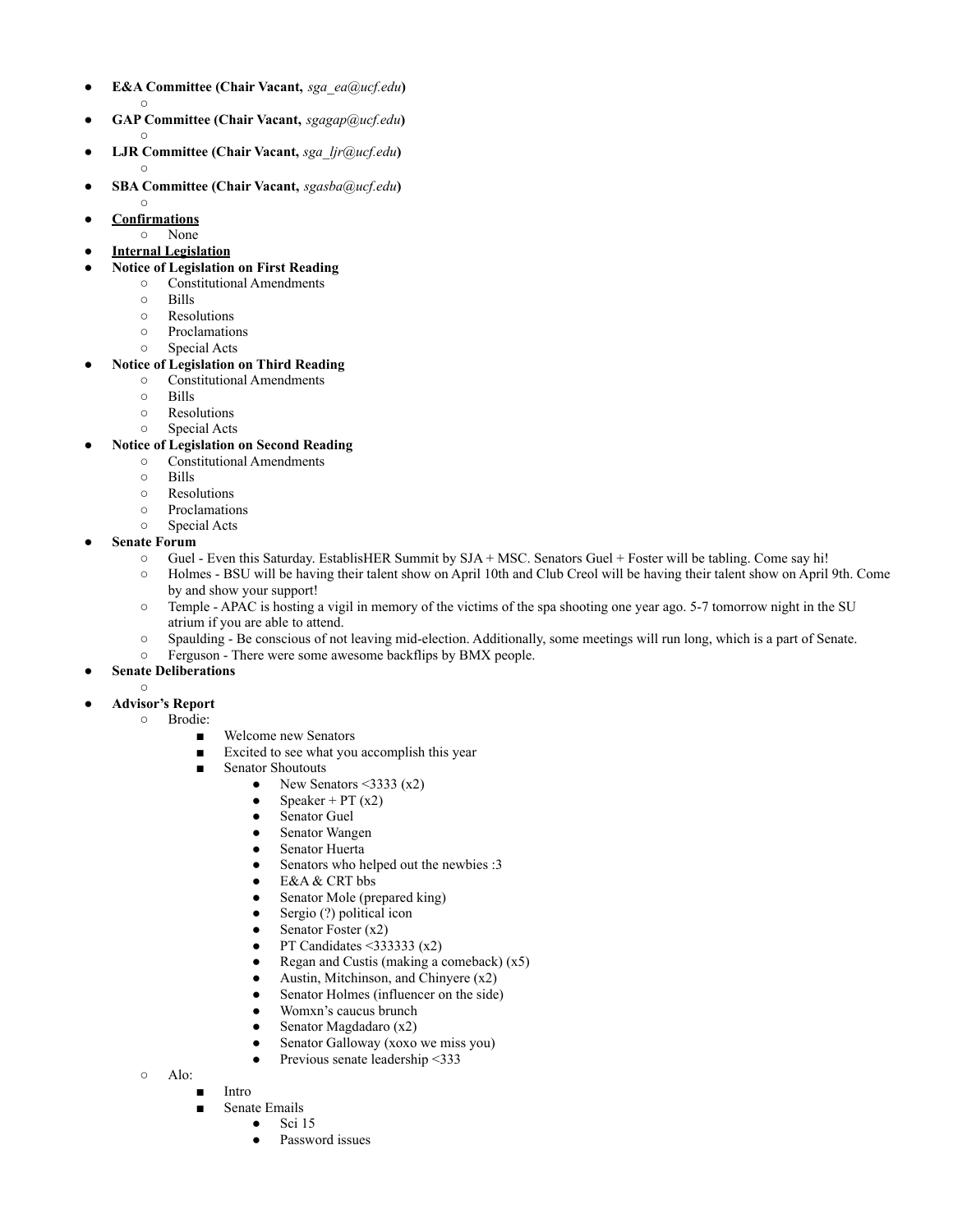- **E&A Committee (Chair Vacant,** *sga_ea@ucf.edu***)**
    - 
- **GAP Committee (Chair Vacant,** *sgagap@ucf.edu***)**
    - 
- **LJR Committee (Chair Vacant,** *sga_ljr@ucf.edu***)**
    - 
- **SBA Committee (Chair Vacant,** *sgasba@ucf.edu***)**
    - 
- **<u>Confirmations</u>**
    - None
- **<u>Internal Legislation</u>**
- **Notice of Legislation on First Reading**
    - Constitutional Amendments
    - Bills
    - Resolutions
    - Proclamations
    - Special Acts
- **Notice of Legislation on Third Reading**
    - Constitutional Amendments
    - Bills
    - Resolutions
    - Special Acts
- **Notice of Legislation on Second Reading**
    - Constitutional Amendments
    - Bills
    - Resolutions
    - Proclamations
    - Special Acts
- **Senate Forum**
    - Guel - Even this Saturday. EstablisHER Summit by SJA + MSC. Senators Guel + Foster will be tabling. Come say hi!
    - Holmes - BSU will be having their talent show on April 10th and Club Creol will be having their talent show on April 9th. Come by and show your support!
    - Temple - APAC is hosting a vigil in memory of the victims of the spa shooting one year ago. 5-7 tomorrow night in the SU atrium if you are able to attend.
    - Spaulding - Be conscious of not leaving mid-election. Additionally, some meetings will run long, which is a part of Senate.
    - Ferguson - There were some awesome backflips by BMX people.
- **Senate Deliberations**
    - 
- **Advisor's Report**
    - Brodie:
        - Welcome new Senators
        - Excited to see what you accomplish this year
        - Senator Shoutouts
            - New Senators <3333 (x2)
            - Speaker + PT (x2)
            - Senator Guel
            - Senator Wangen
            - Senator Huerta
            - Senators who helped out the newbies :3
            - E&A & CRT bbs
            - Senator Mole (prepared king)
            - Sergio (?) political icon
            - Senator Foster (x2)
            - PT Candidates <333333 (x2)
            - Regan and Custis (making a comeback) (x5)
            - Austin, Mitchinson, and Chinyere (x2)
            - Senator Holmes (influencer on the side)
            - Womxn's caucus brunch
            - Senator Magdadaro (x2)
            - Senator Galloway (xoxo we miss you)
            - Previous senate leadership <333
    - Alo:
        - Intro
        - Senate Emails
            - Sci 15
            - Password issues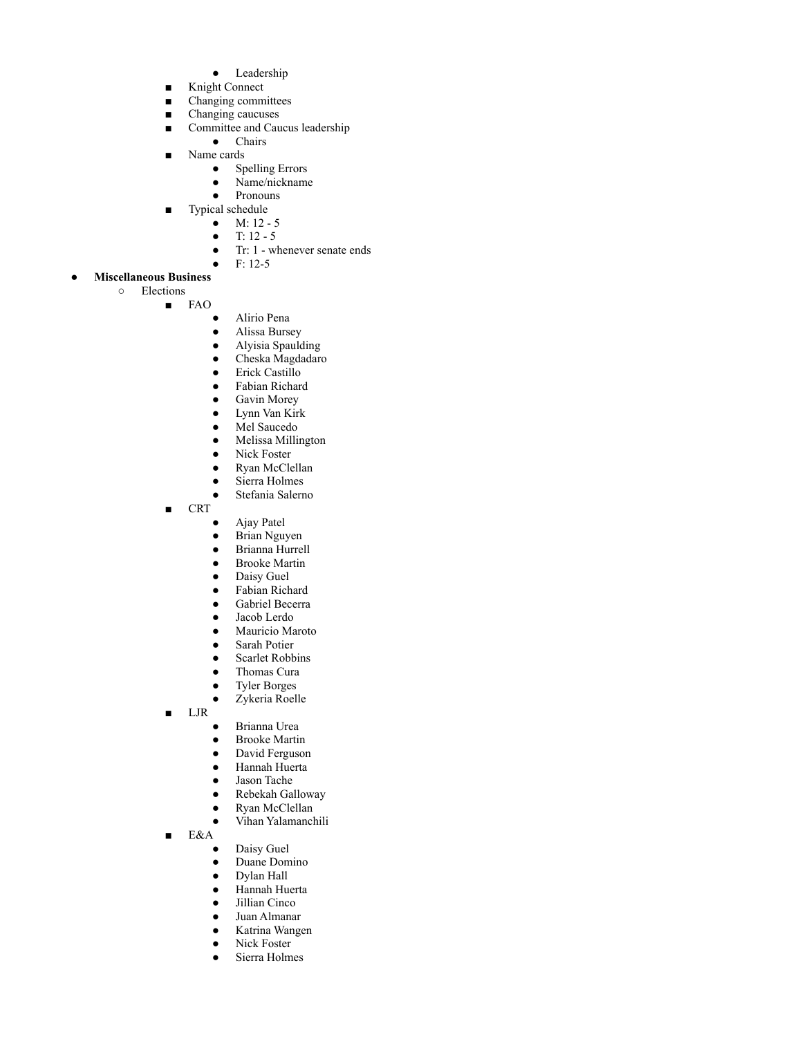- Leadership
        - Knight Connect
        - Changing committees
        - Changing caucuses
        - Committee and Caucus leadership
            - Chairs
        - Name cards
            - Spelling Errors
            - Name/nickname
            - Pronouns
        - Typical schedule
            - M: 12 - 5
            - T: 12 - 5
            - Tr: 1 - whenever senate ends
            - F: 12-5
- **Miscellaneous Business**
    - Elections
        - FAO
            - Alirio Pena
            - Alissa Bursey
            - Alyisia Spaulding
            - Cheska Magdadaro
            - Erick Castillo
            - Fabian Richard
            - Gavin Morey
            - Lynn Van Kirk
            - Mel Saucedo
            - Melissa Millington
            - Nick Foster
            - Ryan McClellan
            - Sierra Holmes
            - Stefania Salerno
        - CRT
            - Ajay Patel
            - Brian Nguyen
            - Brianna Hurrell
            - Brooke Martin
            - Daisy Guel
            - Fabian Richard
            - Gabriel Becerra
            - Jacob Lerdo
            - Mauricio Maroto
            - Sarah Potier
            - Scarlet Robbins
            - Thomas Cura
            - Tyler Borges
            - Zykeria Roelle
        - LJR
            - Brianna Urea
            - Brooke Martin
            - David Ferguson
            - Hannah Huerta
            - Jason Tache
            - Rebekah Galloway
            - Ryan McClellan
            - Vihan Yalamanchili
        - E&A
            - Daisy Guel
            - Duane Domino
            - Dylan Hall
            - Hannah Huerta
            - Jillian Cinco
            - Juan Almanar
            - Katrina Wangen
            - Nick Foster
            - Sierra Holmes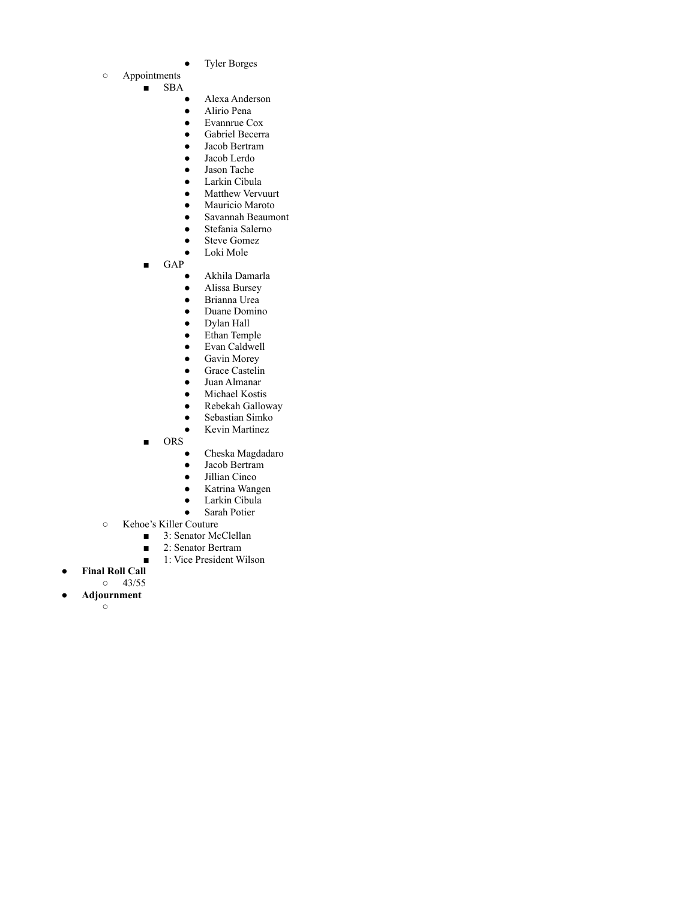- Tyler Borges
    - Appointments
        - SBA
            - Alexa Anderson
            - Alirio Pena
            - Evannrue Cox
            - Gabriel Becerra
            - Jacob Bertram
            - Jacob Lerdo
            - Jason Tache
            - Larkin Cibula
            - Matthew Vervuurt
            - Mauricio Maroto
            - Savannah Beaumont
            - Stefania Salerno
            - Steve Gomez
            - Loki Mole
        - GAP
            - Akhila Damarla
            - Alissa Bursey
            - Brianna Urea
            - Duane Domino
            - Dylan Hall
            - Ethan Temple
            - Evan Caldwell
            - Gavin Morey
            - Grace Castelin
            - Juan Almanar
            - Michael Kostis
            - Rebekah Galloway
            - Sebastian Simko
            - Kevin Martinez
        - ORS
            - Cheska Magdadaro
            - Jacob Bertram
            - Jillian Cinco
            - Katrina Wangen
            - Larkin Cibula
            - Sarah Potier
    - Kehoe's Killer Couture
        - 3: Senator McClellan
        - 2: Senator Bertram
        - 1: Vice President Wilson
- **Final Roll Call**
    - 43/55
- **Adjournment**
    -